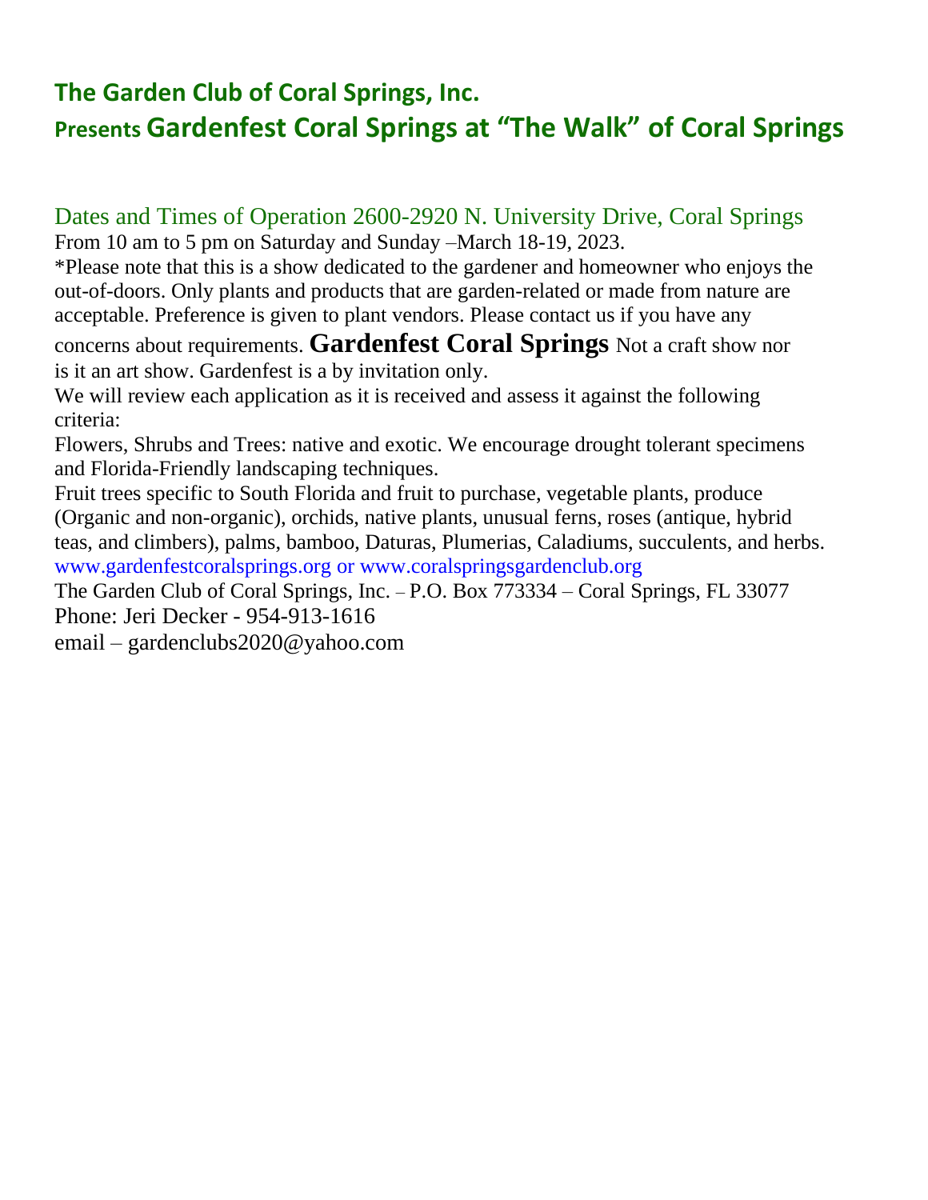## The Garden Club of Coral Springs, Inc.
## Presents Gardenfest Coral Springs at "The Walk" of Coral Springs

Dates and Times of Operation 2600-2920 N. University Drive, Coral Springs

From 10 am to 5 pm on Saturday and Sunday –March 18-19, 2023.

*Please note that this is a show dedicated to the gardener and homeowner who enjoys the out-of-doors. Only plants and products that are garden-related or made from nature are acceptable. Preference is given to plant vendors. Please contact us if you have any concerns about requirements. **Gardenfest Coral Springs** Not a craft show nor is it an art show. Gardenfest is a by invitation only.

We will review each application as it is received and assess it against the following criteria:

Flowers, Shrubs and Trees: native and exotic. We encourage drought tolerant specimens and Florida-Friendly landscaping techniques.

Fruit trees specific to South Florida and fruit to purchase, vegetable plants, produce (Organic and non-organic), orchids, native plants, unusual ferns, roses (antique, hybrid teas, and climbers), palms, bamboo, Daturas, Plumerias, Caladiums, succulents, and herbs.

www.gardenfestcoralsprings.org or www.coralspringsgardenclub.org

The Garden Club of Coral Springs, Inc. – P.O. Box 773334 – Coral Springs, FL 33077

Phone: Jeri Decker - 954-913-1616

email – gardenclubs2020@yahoo.com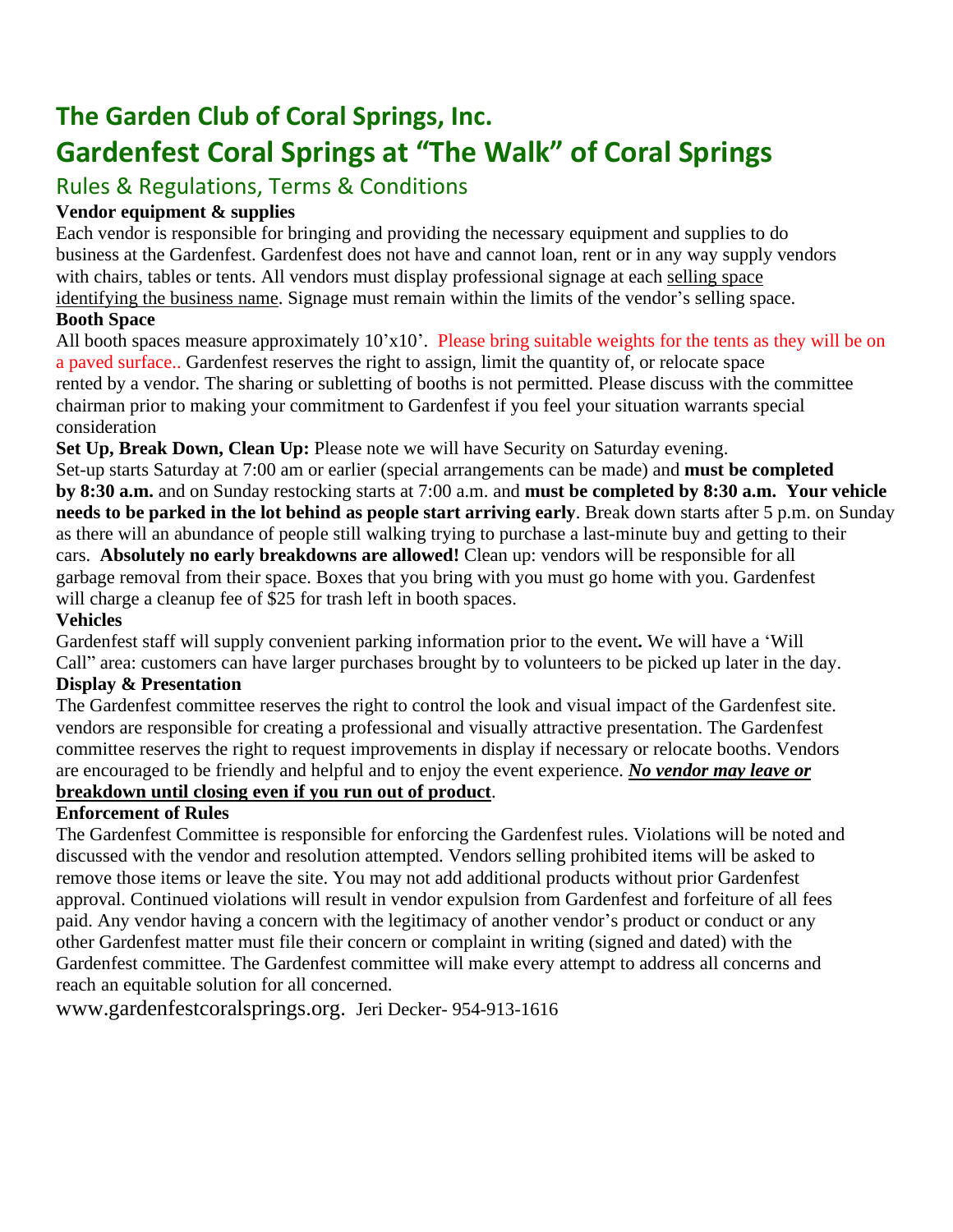# The Garden Club of Coral Springs, Inc.

# Gardenfest Coral Springs at "The Walk" of Coral Springs

## Rules & Regulations, Terms & Conditions

**Vendor equipment & supplies**

Each vendor is responsible for bringing and providing the necessary equipment and supplies to do business at the Gardenfest. Gardenfest does not have and cannot loan, rent or in any way supply vendors with chairs, tables or tents. All vendors must display professional signage at each selling space identifying the business name. Signage must remain within the limits of the vendor's selling space.

**Booth Space**

All booth spaces measure approximately 10'x10'. Please bring suitable weights for the tents as they will be on a paved surface.. Gardenfest reserves the right to assign, limit the quantity of, or relocate space rented by a vendor. The sharing or subletting of booths is not permitted. Please discuss with the committee chairman prior to making your commitment to Gardenfest if you feel your situation warrants special consideration

**Set Up, Break Down, Clean Up:** Please note we will have Security on Saturday evening.

Set-up starts Saturday at 7:00 am or earlier (special arrangements can be made) and **must be completed by 8:30 a.m.** and on Sunday restocking starts at 7:00 a.m. and **must be completed by 8:30 a.m. Your vehicle needs to be parked in the lot behind as people start arriving early**. Break down starts after 5 p.m. on Sunday as there will an abundance of people still walking trying to purchase a last-minute buy and getting to their cars. **Absolutely no early breakdowns are allowed!** Clean up: vendors will be responsible for all garbage removal from their space. Boxes that you bring with you must go home with you. Gardenfest will charge a cleanup fee of $25 for trash left in booth spaces.

**Vehicles**

Gardenfest staff will supply convenient parking information prior to the event**.** We will have a 'Will Call" area: customers can have larger purchases brought by to volunteers to be picked up later in the day.

**Display & Presentation**

The Gardenfest committee reserves the right to control the look and visual impact of the Gardenfest site. vendors are responsible for creating a professional and visually attractive presentation. The Gardenfest committee reserves the right to request improvements in display if necessary or relocate booths. Vendors are encouraged to be friendly and helpful and to enjoy the event experience. ***No vendor may leave or breakdown until closing even if you run out of product***.

**Enforcement of Rules**

The Gardenfest Committee is responsible for enforcing the Gardenfest rules. Violations will be noted and discussed with the vendor and resolution attempted. Vendors selling prohibited items will be asked to remove those items or leave the site. You may not add additional products without prior Gardenfest approval. Continued violations will result in vendor expulsion from Gardenfest and forfeiture of all fees paid. Any vendor having a concern with the legitimacy of another vendor's product or conduct or any other Gardenfest matter must file their concern or complaint in writing (signed and dated) with the Gardenfest committee. The Gardenfest committee will make every attempt to address all concerns and reach an equitable solution for all concerned.

www.gardenfestcoralsprings.org. Jeri Decker- 954-913-1616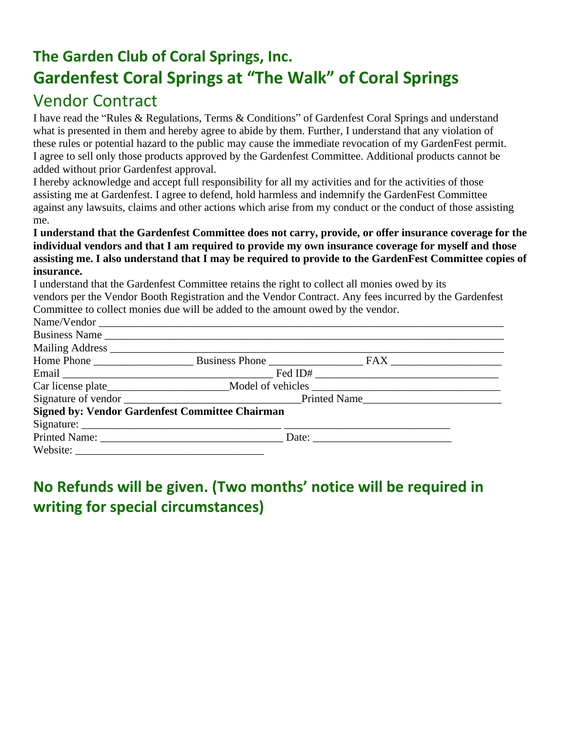# The Garden Club of Coral Springs, Inc.

# Gardenfest Coral Springs at “The Walk” of Coral Springs

## Vendor Contract

I have read the “Rules & Regulations, Terms & Conditions” of Gardenfest Coral Springs and understand what is presented in them and hereby agree to abide by them. Further, I understand that any violation of these rules or potential hazard to the public may cause the immediate revocation of my GardenFest permit. I agree to sell only those products approved by the Gardenfest Committee. Additional products cannot be added without prior Gardenfest approval.

I hereby acknowledge and accept full responsibility for all my activities and for the activities of those assisting me at Gardenfest. I agree to defend, hold harmless and indemnify the GardenFest Committee against any lawsuits, claims and other actions which arise from my conduct or the conduct of those assisting me.

**I understand that the Gardenfest Committee does not carry, provide, or offer insurance coverage for the individual vendors and that I am required to provide my own insurance coverage for myself and those assisting me. I also understand that I may be required to provide to the GardenFest Committee copies of insurance.**

I understand that the Gardenfest Committee retains the right to collect all monies owed by its vendors per the Vendor Booth Registration and the Vendor Contract. Any fees incurred by the Gardenfest Committee to collect monies due will be added to the amount owed by the vendor.

Name/Vendor ______________________________________________________________________________

Business Name ____________________________________________________________________________

Mailing Address ___________________________________________________________________________

Home Phone __________________ Business Phone _________________ FAX ____________________

Email ______________________________________ Fed ID# __________________________________

Car license plate______________________Model of vehicles __________________________________

Signature of vendor ________________________________Printed Name_________________________

**Signed by: Vendor Gardenfest Committee Chairman**

Signature: ___________________________________ ______________________________

Printed Name: _________________________________ Date: _________________________

Website: __________________________________

## No Refunds will be given. (Two months’ notice will be required in writing for special circumstances)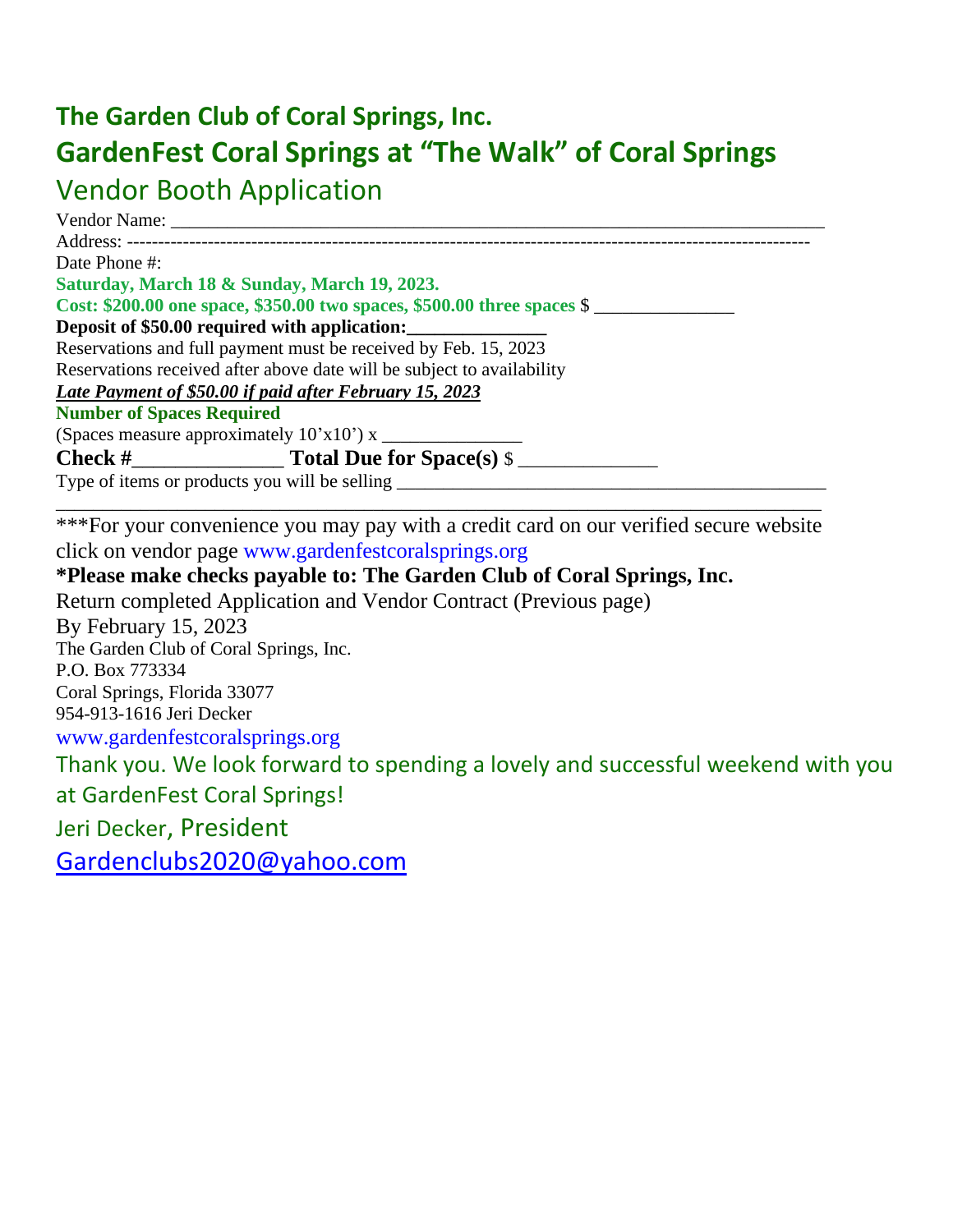# The Garden Club of Coral Springs, Inc.

# GardenFest Coral Springs at "The Walk" of Coral Springs

## Vendor Booth Application

Vendor Name: ___________________________________________________________________

Address: -------------------------------------------------------------------------------------------------------------

Date Phone #:

**Saturday, March 18 & Sunday, March 19, 2023.**

**Cost: $200.00 one space, $350.00 two spaces, $500.00 three spaces** $ _______________

**Deposit of $50.00 required with application:_______________**

Reservations and full payment must be received by Feb. 15, 2023

Reservations received after above date will be subject to availability

***Late Payment of $50.00 if paid after February 15, 2023***

**Number of Spaces Required**

(Spaces measure approximately 10'x10') x _______________

**Check #_______________ Total Due for Space(s)** $ ______________

Type of items or products you will be selling ______________________________________________

_____________________________________________________________________________________

***For your convenience you may pay with a credit card on our verified secure website click on vendor page www.gardenfestcoralsprings.org

**\*Please make checks payable to: The Garden Club of Coral Springs, Inc.**

Return completed Application and Vendor Contract (Previous page)

By February 15, 2023

The Garden Club of Coral Springs, Inc.

P.O. Box 773334

Coral Springs, Florida 33077

954-913-1616 Jeri Decker

www.gardenfestcoralsprings.org

Thank you. We look forward to spending a lovely and successful weekend with you at GardenFest Coral Springs!

Jeri Decker, President

Gardenclubs2020@yahoo.com